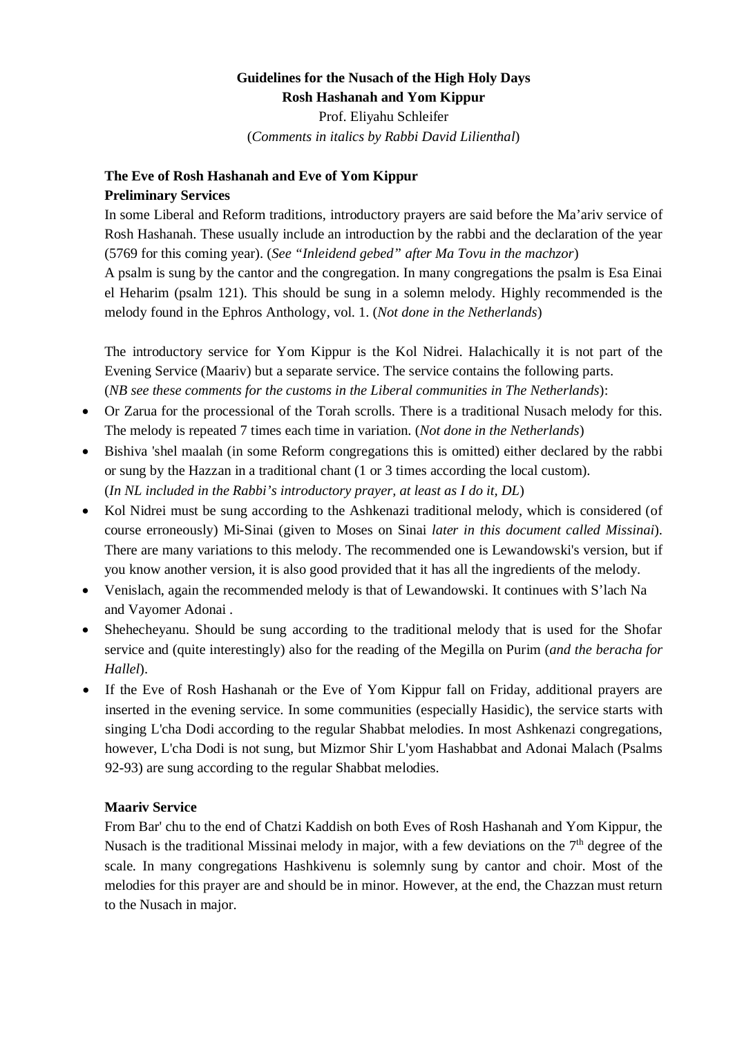**Guidelines for the Nusach of the High Holy Days**
**Rosh Hashanah and Yom Kippur**
Prof. Eliyahu Schleifer
(*Comments in italics by Rabbi David Lilienthal*)

### The Eve of Rosh Hashanah and Eve of Yom Kippur

**Preliminary Services**

In some Liberal and Reform traditions, introductory prayers are said before the Ma'ariv service of Rosh Hashanah. These usually include an introduction by the rabbi and the declaration of the year (5769 for this coming year). (*See "Inleidend gebed" after Ma Tovu in the machzor*)

A psalm is sung by the cantor and the congregation. In many congregations the psalm is Esa Einai el Heharim (psalm 121). This should be sung in a solemn melody. Highly recommended is the melody found in the Ephros Anthology, vol. 1. (*Not done in the Netherlands*)

The introductory service for Yom Kippur is the Kol Nidrei. Halachically it is not part of the Evening Service (Maariv) but a separate service. The service contains the following parts. (*NB see these comments for the customs in the Liberal communities in The Netherlands*):

- Or Zarua for the processional of the Torah scrolls. There is a traditional Nusach melody for this. The melody is repeated 7 times each time in variation. (*Not done in the Netherlands*)
- Bishiva 'shel maalah (in some Reform congregations this is omitted) either declared by the rabbi or sung by the Hazzan in a traditional chant (1 or 3 times according the local custom). (*In NL included in the Rabbi's introductory prayer, at least as I do it, DL*)
- Kol Nidrei must be sung according to the Ashkenazi traditional melody, which is considered (of course erroneously) Mi-Sinai (given to Moses on Sinai *later in this document called Missinai*). There are many variations to this melody. The recommended one is Lewandowski's version, but if you know another version, it is also good provided that it has all the ingredients of the melody.
- Venislach, again the recommended melody is that of Lewandowski. It continues with S'lach Na and Vayomer Adonai .
- Shehecheyanu. Should be sung according to the traditional melody that is used for the Shofar service and (quite interestingly) also for the reading of the Megilla on Purim (*and the beracha for Hallel*).
- If the Eve of Rosh Hashanah or the Eve of Yom Kippur fall on Friday, additional prayers are inserted in the evening service. In some communities (especially Hasidic), the service starts with singing L'cha Dodi according to the regular Shabbat melodies. In most Ashkenazi congregations, however, L'cha Dodi is not sung, but Mizmor Shir L'yom Hashabbat and Adonai Malach (Psalms 92-93) are sung according to the regular Shabbat melodies.

**Maariv Service**

From Bar' chu to the end of Chatzi Kaddish on both Eves of Rosh Hashanah and Yom Kippur, the Nusach is the traditional Missinai melody in major, with a few deviations on the 7th degree of the scale. In many congregations Hashkivenu is solemnly sung by cantor and choir. Most of the melodies for this prayer are and should be in minor. However, at the end, the Chazzan must return to the Nusach in major.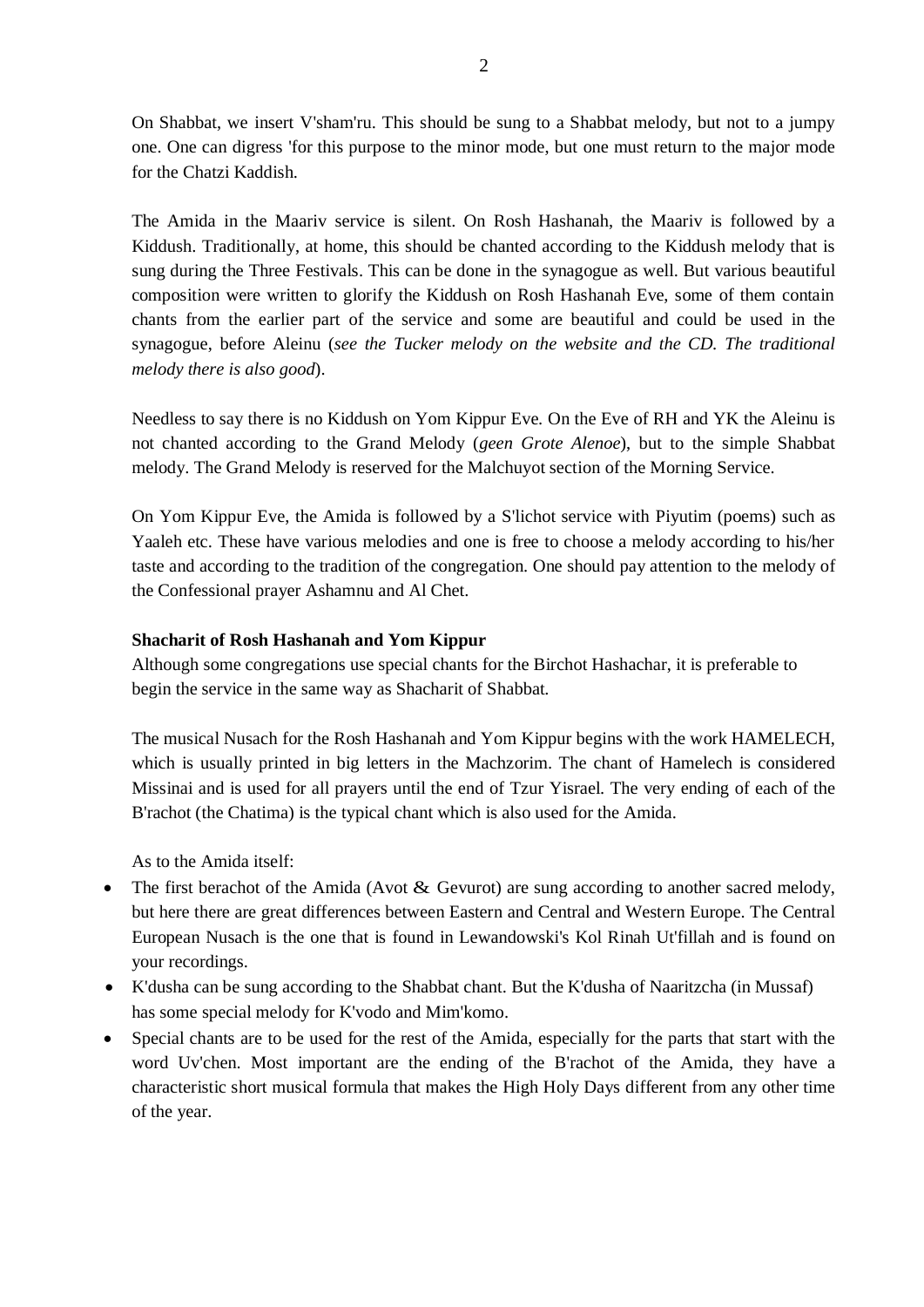On Shabbat, we insert V'sham'ru. This should be sung to a Shabbat melody, but not to a jumpy one. One can digress 'for this purpose to the minor mode, but one must return to the major mode for the Chatzi Kaddish.

The Amida in the Maariv service is silent. On Rosh Hashanah, the Maariv is followed by a Kiddush. Traditionally, at home, this should be chanted according to the Kiddush melody that is sung during the Three Festivals. This can be done in the synagogue as well. But various beautiful composition were written to glorify the Kiddush on Rosh Hashanah Eve, some of them contain chants from the earlier part of the service and some are beautiful and could be used in the synagogue, before Aleinu (*see the Tucker melody on the website and the CD. The traditional melody there is also good*).

Needless to say there is no Kiddush on Yom Kippur Eve. On the Eve of RH and YK the Aleinu is not chanted according to the Grand Melody (*geen Grote Alenoe*), but to the simple Shabbat melody. The Grand Melody is reserved for the Malchuyot section of the Morning Service.

On Yom Kippur Eve, the Amida is followed by a S'lichot service with Piyutim (poems) such as Yaaleh etc. These have various melodies and one is free to choose a melody according to his/her taste and according to the tradition of the congregation. One should pay attention to the melody of the Confessional prayer Ashamnu and Al Chet.

**Shacharit of Rosh Hashanah and Yom Kippur**

Although some congregations use special chants for the Birchot Hashachar, it is preferable to begin the service in the same way as Shacharit of Shabbat.

The musical Nusach for the Rosh Hashanah and Yom Kippur begins with the work HAMELECH, which is usually printed in big letters in the Machzorim. The chant of Hamelech is considered Missinai and is used for all prayers until the end of Tzur Yisrael. The very ending of each of the B'rachot (the Chatima) is the typical chant which is also used for the Amida.

As to the Amida itself:

- The first berachot of the Amida (Avot & Gevurot) are sung according to another sacred melody, but here there are great differences between Eastern and Central and Western Europe. The Central European Nusach is the one that is found in Lewandowski's Kol Rinah Ut'fillah and is found on your recordings.
- K'dusha can be sung according to the Shabbat chant. But the K'dusha of Naaritzcha (in Mussaf) has some special melody for K'vodo and Mim'komo.
- Special chants are to be used for the rest of the Amida, especially for the parts that start with the word Uv'chen. Most important are the ending of the B'rachot of the Amida, they have a characteristic short musical formula that makes the High Holy Days different from any other time of the year.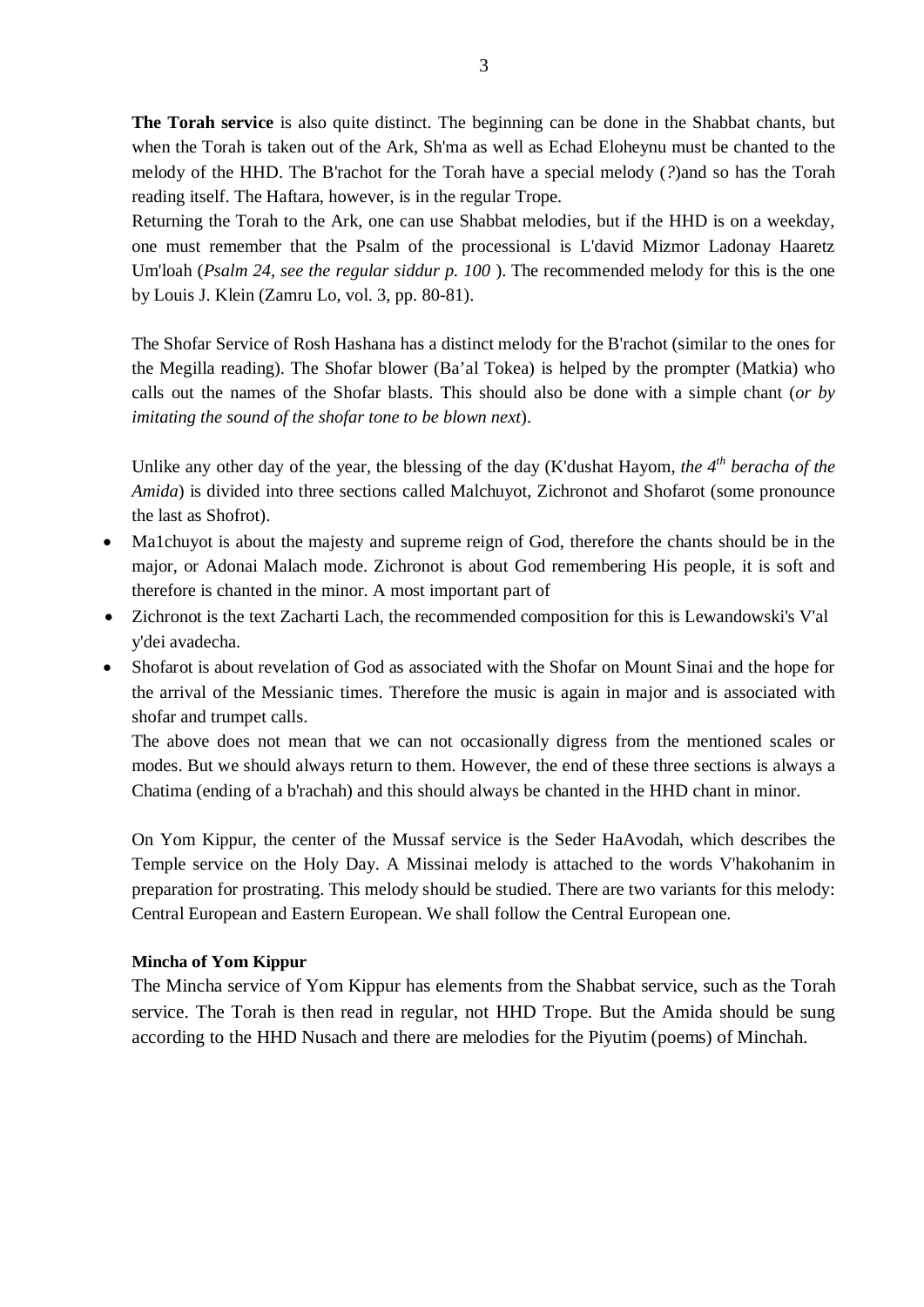**The Torah service** is also quite distinct. The beginning can be done in the Shabbat chants, but when the Torah is taken out of the Ark, Sh'ma as well as Echad Eloheynu must be chanted to the melody of the HHD. The B'rachot for the Torah have a special melody (*?*)and so has the Torah reading itself. The Haftara, however, is in the regular Trope.

Returning the Torah to the Ark, one can use Shabbat melodies, but if the HHD is on a weekday, one must remember that the Psalm of the processional is L'david Mizmor Ladonay Haaretz Um'loah (*Psalm 24, see the regular siddur p. 100* ). The recommended melody for this is the one by Louis J. Klein (Zamru Lo, vol. 3, pp. 80-81).

The Shofar Service of Rosh Hashana has a distinct melody for the B'rachot (similar to the ones for the Megilla reading). The Shofar blower (Ba'al Tokea) is helped by the prompter (Matkia) who calls out the names of the Shofar blasts. This should also be done with a simple chant (*or by imitating the sound of the shofar tone to be blown next*).

Unlike any other day of the year, the blessing of the day (K'dushat Hayom, *the 4th beracha of the Amida*) is divided into three sections called Malchuyot, Zichronot and Shofarot (some pronounce the last as Shofrot).

- Ma1chuyot is about the majesty and supreme reign of God, therefore the chants should be in the major, or Adonai Malach mode. Zichronot is about God remembering His people, it is soft and therefore is chanted in the minor. A most important part of
- Zichronot is the text Zacharti Lach, the recommended composition for this is Lewandowski's V'al y'dei avadecha.
- Shofarot is about revelation of God as associated with the Shofar on Mount Sinai and the hope for the arrival of the Messianic times. Therefore the music is again in major and is associated with shofar and trumpet calls.

  The above does not mean that we can not occasionally digress from the mentioned scales or modes. But we should always return to them. However, the end of these three sections is always a Chatima (ending of a b'rachah) and this should always be chanted in the HHD chant in minor.

On Yom Kippur, the center of the Mussaf service is the Seder HaAvodah, which describes the Temple service on the Holy Day. A Missinai melody is attached to the words V'hakohanim in preparation for prostrating. This melody should be studied. There are two variants for this melody: Central European and Eastern European. We shall follow the Central European one.

**Mincha of Yom Kippur**

The Mincha service of Yom Kippur has elements from the Shabbat service, such as the Torah service. The Torah is then read in regular, not HHD Trope. But the Amida should be sung according to the HHD Nusach and there are melodies for the Piyutim (poems) of Minchah.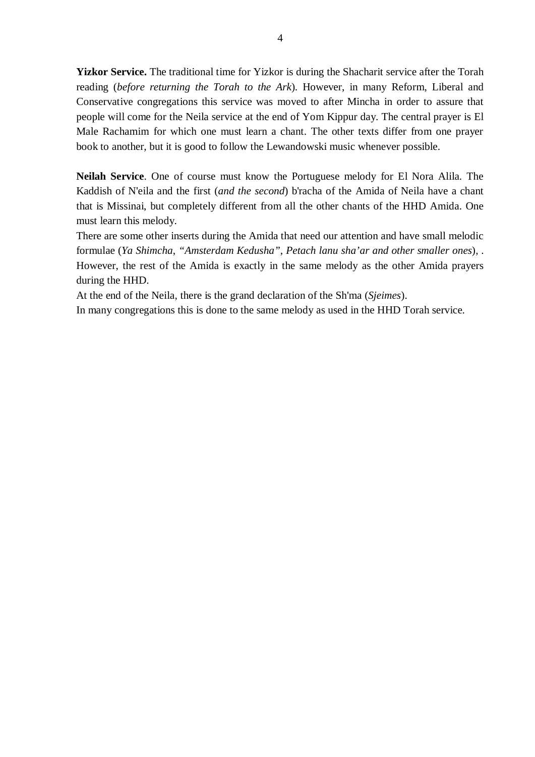**Yizkor Service.** The traditional time for Yizkor is during the Shacharit service after the Torah reading (*before returning the Torah to the Ark*). However, in many Reform, Liberal and Conservative congregations this service was moved to after Mincha in order to assure that people will come for the Neila service at the end of Yom Kippur day. The central prayer is El Male Rachamim for which one must learn a chant. The other texts differ from one prayer book to another, but it is good to follow the Lewandowski music whenever possible.

**Neilah Service**. One of course must know the Portuguese melody for El Nora Alila. The Kaddish of N'eila and the first (*and the second*) b'racha of the Amida of Neila have a chant that is Missinai, but completely different from all the other chants of the HHD Amida. One must learn this melody.

There are some other inserts during the Amida that need our attention and have small melodic formulae (*Ya Shimcha*, *"Amsterdam Kedusha"*, *Petach lanu sha'ar and other smaller ones*), . However, the rest of the Amida is exactly in the same melody as the other Amida prayers during the HHD.

At the end of the Neila, there is the grand declaration of the Sh'ma (*Sjeimes*).

In many congregations this is done to the same melody as used in the HHD Torah service.